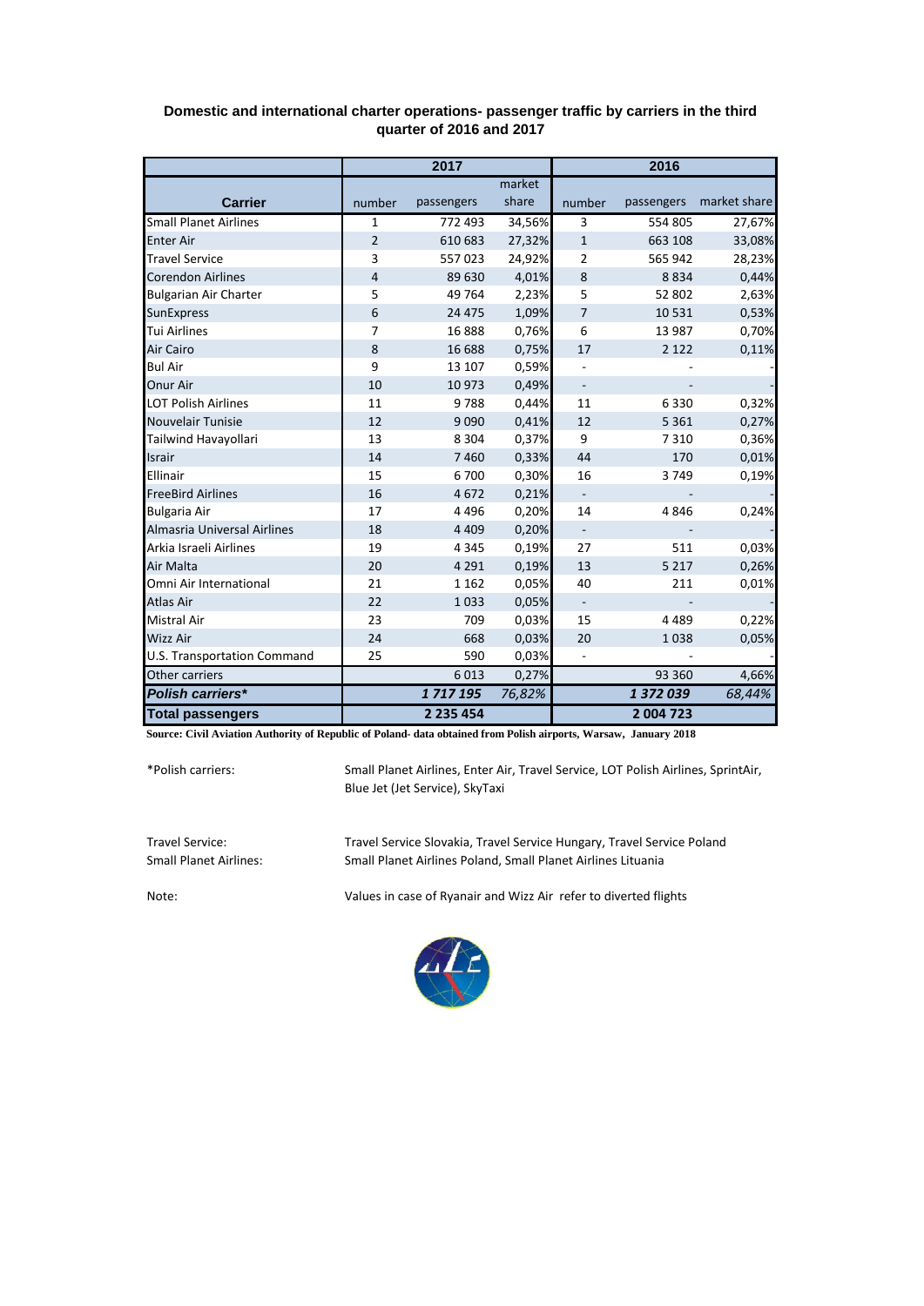**Domestic and international charter operations- passenger traffic by carriers in the third quarter of 2016 and 2017**

| Carrier | 2017 | | | 2016 | | |
|---|---|---|---|---|---|---|
| | number | passengers | market share | number | passengers | market share |
| Small Planet Airlines | 1 | 772 493 | 34,56% | 3 | 554 805 | 27,67% |
| Enter Air | 2 | 610 683 | 27,32% | 1 | 663 108 | 33,08% |
| Travel Service | 3 | 557 023 | 24,92% | 2 | 565 942 | 28,23% |
| Corendon Airlines | 4 | 89 630 | 4,01% | 8 | 8 834 | 0,44% |
| Bulgarian Air Charter | 5 | 49 764 | 2,23% | 5 | 52 802 | 2,63% |
| SunExpress | 6 | 24 475 | 1,09% | 7 | 10 531 | 0,53% |
| Tui Airlines | 7 | 16 888 | 0,76% | 6 | 13 987 | 0,70% |
| Air Cairo | 8 | 16 688 | 0,75% | 17 | 2 122 | 0,11% |
| Bul Air | 9 | 13 107 | 0,59% | - | - | - |
| Onur Air | 10 | 10 973 | 0,49% | - | - | - |
| LOT Polish Airlines | 11 | 9 788 | 0,44% | 11 | 6 330 | 0,32% |
| Nouvelair Tunisie | 12 | 9 090 | 0,41% | 12 | 5 361 | 0,27% |
| Tailwind Havayollari | 13 | 8 304 | 0,37% | 9 | 7 310 | 0,36% |
| Israir | 14 | 7 460 | 0,33% | 44 | 170 | 0,01% |
| Ellinair | 15 | 6 700 | 0,30% | 16 | 3 749 | 0,19% |
| FreeBird Airlines | 16 | 4 672 | 0,21% | - | - | - |
| Bulgaria Air | 17 | 4 496 | 0,20% | 14 | 4 846 | 0,24% |
| Almasria Universal Airlines | 18 | 4 409 | 0,20% | - | - | - |
| Arkia Israeli Airlines | 19 | 4 345 | 0,19% | 27 | 511 | 0,03% |
| Air Malta | 20 | 4 291 | 0,19% | 13 | 5 217 | 0,26% |
| Omni Air International | 21 | 1 162 | 0,05% | 40 | 211 | 0,01% |
| Atlas Air | 22 | 1 033 | 0,05% | - | - | - |
| Mistral Air | 23 | 709 | 0,03% | 15 | 4 489 | 0,22% |
| Wizz Air | 24 | 668 | 0,03% | 20 | 1 038 | 0,05% |
| U.S. Transportation Command | 25 | 590 | 0,03% | - | - | - |
| Other carriers | | 6 013 | 0,27% | | 93 360 | 4,66% |
| ***Polish carriers**** | | ***1 717 195*** | ***76,82%*** | | ***1 372 039*** | ***68,44%*** |
| **Total passengers** | | **2 235 454** | | | **2 004 723** | |

**Source: Civil Aviation Authority of Republic of Poland- data obtained from Polish airports, Warsaw, January 2018**

*Polish carriers: Small Planet Airlines, Enter Air, Travel Service, LOT Polish Airlines, SprintAir, Blue Jet (Jet Service), SkyTaxi

Travel Service: Travel Service Slovakia, Travel Service Hungary, Travel Service Poland

Small Planet Airlines: Small Planet Airlines Poland, Small Planet Airlines Lituania

Note: Values in case of Ryanair and Wizz Air refer to diverted flights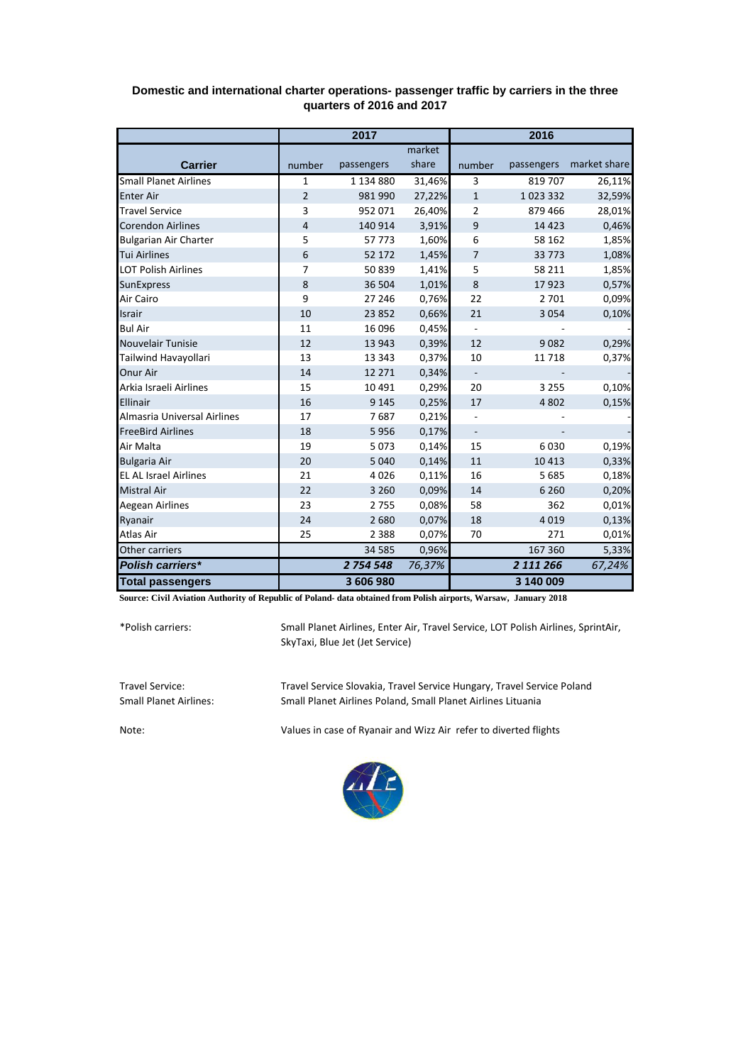**Domestic and international charter operations- passenger traffic by carriers in the three quarters of 2016 and 2017**

| | 2017 | | | 2016 | | |
|---|---|---|---|---|---|---|
| **Carrier** | number | passengers | market share | number | passengers | market share |
| Small Planet Airlines | 1 | 1 134 880 | 31,46% | 3 | 819 707 | 26,11% |
| Enter Air | 2 | 981 990 | 27,22% | 1 | 1 023 332 | 32,59% |
| Travel Service | 3 | 952 071 | 26,40% | 2 | 879 466 | 28,01% |
| Corendon Airlines | 4 | 140 914 | 3,91% | 9 | 14 423 | 0,46% |
| Bulgarian Air Charter | 5 | 57 773 | 1,60% | 6 | 58 162 | 1,85% |
| Tui Airlines | 6 | 52 172 | 1,45% | 7 | 33 773 | 1,08% |
| LOT Polish Airlines | 7 | 50 839 | 1,41% | 5 | 58 211 | 1,85% |
| SunExpress | 8 | 36 504 | 1,01% | 8 | 17 923 | 0,57% |
| Air Cairo | 9 | 27 246 | 0,76% | 22 | 2 701 | 0,09% |
| Israir | 10 | 23 852 | 0,66% | 21 | 3 054 | 0,10% |
| Bul Air | 11 | 16 096 | 0,45% | - | - | - |
| Nouvelair Tunisie | 12 | 13 943 | 0,39% | 12 | 9 082 | 0,29% |
| Tailwind Havayollari | 13 | 13 343 | 0,37% | 10 | 11 718 | 0,37% |
| Onur Air | 14 | 12 271 | 0,34% | - | - | - |
| Arkia Israeli Airlines | 15 | 10 491 | 0,29% | 20 | 3 255 | 0,10% |
| Ellinair | 16 | 9 145 | 0,25% | 17 | 4 802 | 0,15% |
| Almasria Universal Airlines | 17 | 7 687 | 0,21% | - | - | - |
| FreeBird Airlines | 18 | 5 956 | 0,17% | - | - | - |
| Air Malta | 19 | 5 073 | 0,14% | 15 | 6 030 | 0,19% |
| Bulgaria Air | 20 | 5 040 | 0,14% | 11 | 10 413 | 0,33% |
| EL AL Israel Airlines | 21 | 4 026 | 0,11% | 16 | 5 685 | 0,18% |
| Mistral Air | 22 | 3 260 | 0,09% | 14 | 6 260 | 0,20% |
| Aegean Airlines | 23 | 2 755 | 0,08% | 58 | 362 | 0,01% |
| Ryanair | 24 | 2 680 | 0,07% | 18 | 4 019 | 0,13% |
| Atlas Air | 25 | 2 388 | 0,07% | 70 | 271 | 0,01% |
| Other carriers | | 34 585 | 0,96% | | 167 360 | 5,33% |
| ***Polish carriers**** | | ***2 754 548*** | *76,37%* | | ***2 111 266*** | *67,24%* |
| **Total passengers** | | **3 606 980** | | | **3 140 009** | |

**Source: Civil Aviation Authority of Republic of Poland- data obtained from Polish airports, Warsaw, January 2018**

*Polish carriers: Small Planet Airlines, Enter Air, Travel Service, LOT Polish Airlines, SprintAir, SkyTaxi, Blue Jet (Jet Service)

Travel Service: Travel Service Slovakia, Travel Service Hungary, Travel Service Poland

Small Planet Airlines: Small Planet Airlines Poland, Small Planet Airlines Lituania

Note: Values in case of Ryanair and Wizz Air refer to diverted flights